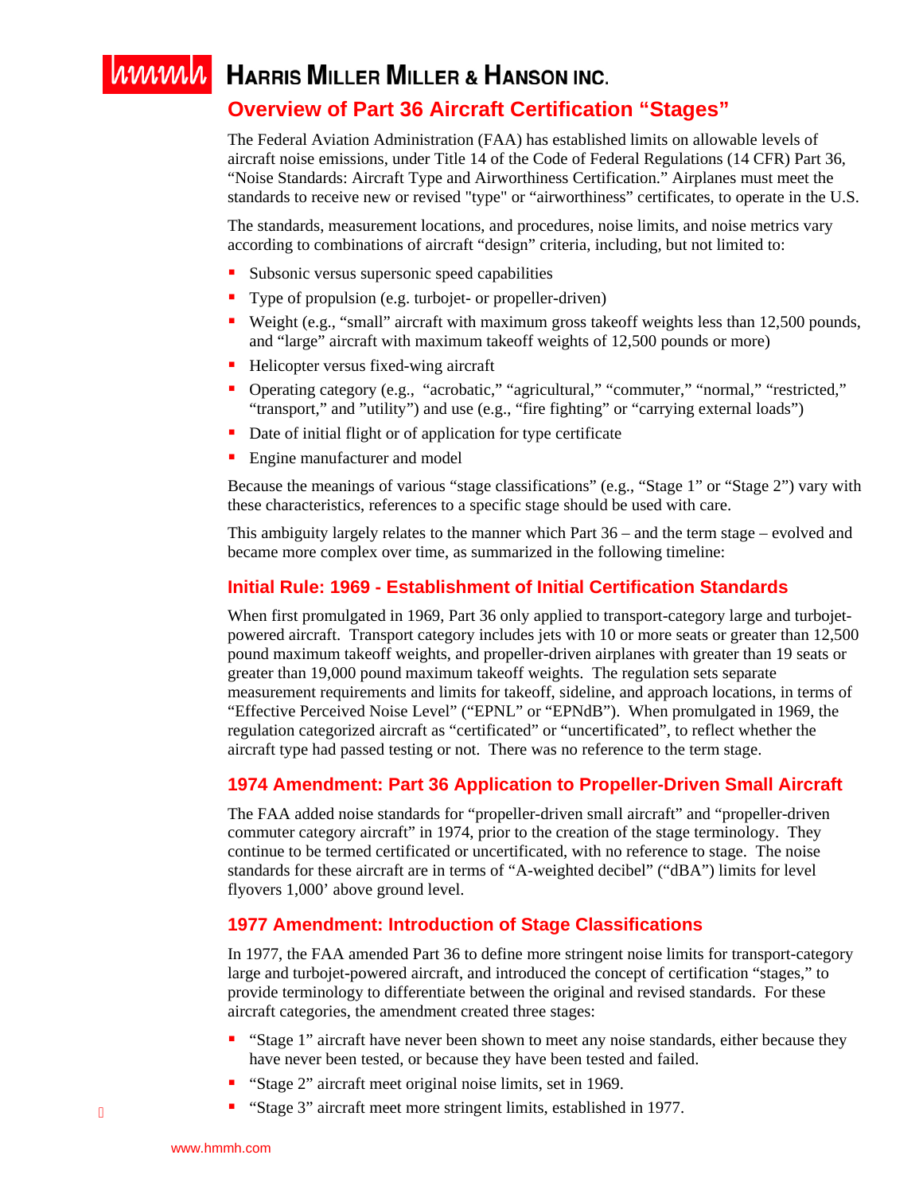# Overview of Part 36 Aircraft Certification "Stages"

The Federal Aviation Administration (FAA) has established limits on allowable levels of aircraft noise emissions, under Title 14 of the Code of Federal Regulations (14 CFR) Part 36, "Noise Standards: Aircraft Type and Airworthiness Certification." Airplanes must meet the standards to receive new or revised "type" or "airworthiness" certificates, to operate in the U.S.

The standards, measurement locations, and procedures, noise limits, and noise metrics vary according to combinations of aircraft "design" criteria, including, but not limited to:

- Subsonic versus supersonic speed capabilities
- Type of propulsion (e.g. turbojet- or propeller-driven)
- Weight (e.g., "small" aircraft with maximum gross takeoff weights less than 12,500 pounds, and "large" aircraft with maximum takeoff weights of 12,500 pounds or more)
- Helicopter versus fixed-wing aircraft
- Operating category (e.g., "acrobatic," "agricultural," "commuter," "normal," "restricted," "transport," and "utility") and use (e.g., "fire fighting" or "carrying external loads")
- Date of initial flight or of application for type certificate
- Engine manufacturer and model

Because the meanings of various "stage classifications" (e.g., "Stage 1" or "Stage 2") vary with these characteristics, references to a specific stage should be used with care.

This ambiguity largely relates to the manner which Part 36 – and the term stage – evolved and became more complex over time, as summarized in the following timeline:

## Initial Rule: 1969 - Establishment of Initial Certification Standards

When first promulgated in 1969, Part 36 only applied to transport-category large and turbojet-powered aircraft. Transport category includes jets with 10 or more seats or greater than 12,500 pound maximum takeoff weights, and propeller-driven airplanes with greater than 19 seats or greater than 19,000 pound maximum takeoff weights. The regulation sets separate measurement requirements and limits for takeoff, sideline, and approach locations, in terms of "Effective Perceived Noise Level" ("EPNL" or "EPNdB"). When promulgated in 1969, the regulation categorized aircraft as "certificated" or "uncertificated", to reflect whether the aircraft type had passed testing or not. There was no reference to the term stage.

## 1974 Amendment: Part 36 Application to Propeller-Driven Small Aircraft

The FAA added noise standards for "propeller-driven small aircraft" and "propeller-driven commuter category aircraft" in 1974, prior to the creation of the stage terminology. They continue to be termed certificated or uncertificated, with no reference to stage. The noise standards for these aircraft are in terms of "A-weighted decibel" ("dBA") limits for level flyovers 1,000' above ground level.

## 1977 Amendment: Introduction of Stage Classifications

In 1977, the FAA amended Part 36 to define more stringent noise limits for transport-category large and turbojet-powered aircraft, and introduced the concept of certification "stages," to provide terminology to differentiate between the original and revised standards. For these aircraft categories, the amendment created three stages:

- "Stage 1" aircraft have never been shown to meet any noise standards, either because they have never been tested, or because they have been tested and failed.
- "Stage 2" aircraft meet original noise limits, set in 1969.
- "Stage 3" aircraft meet more stringent limits, established in 1977.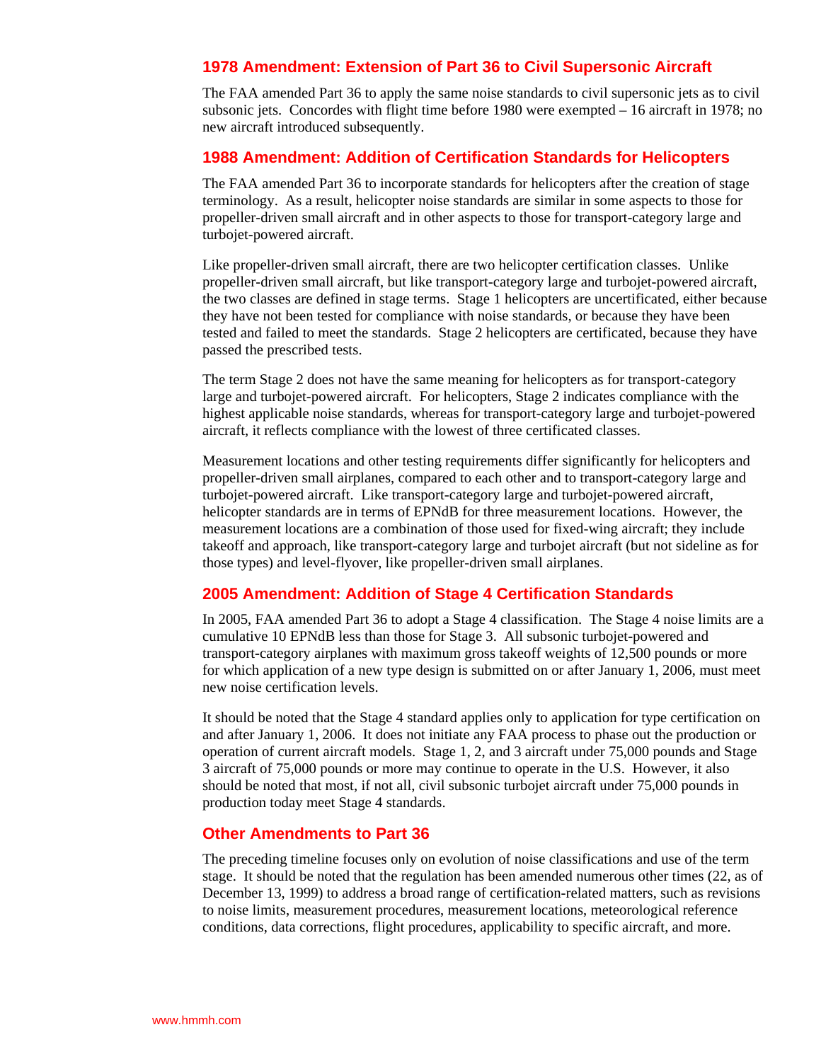## 1978 Amendment: Extension of Part 36 to Civil Supersonic Aircraft

The FAA amended Part 36 to apply the same noise standards to civil supersonic jets as to civil subsonic jets. Concordes with flight time before 1980 were exempted – 16 aircraft in 1978; no new aircraft introduced subsequently.

## 1988 Amendment: Addition of Certification Standards for Helicopters

The FAA amended Part 36 to incorporate standards for helicopters after the creation of stage terminology. As a result, helicopter noise standards are similar in some aspects to those for propeller-driven small aircraft and in other aspects to those for transport-category large and turbojet-powered aircraft.

Like propeller-driven small aircraft, there are two helicopter certification classes. Unlike propeller-driven small aircraft, but like transport-category large and turbojet-powered aircraft, the two classes are defined in stage terms. Stage 1 helicopters are uncertificated, either because they have not been tested for compliance with noise standards, or because they have been tested and failed to meet the standards. Stage 2 helicopters are certificated, because they have passed the prescribed tests.

The term Stage 2 does not have the same meaning for helicopters as for transport-category large and turbojet-powered aircraft. For helicopters, Stage 2 indicates compliance with the highest applicable noise standards, whereas for transport-category large and turbojet-powered aircraft, it reflects compliance with the lowest of three certificated classes.

Measurement locations and other testing requirements differ significantly for helicopters and propeller-driven small airplanes, compared to each other and to transport-category large and turbojet-powered aircraft. Like transport-category large and turbojet-powered aircraft, helicopter standards are in terms of EPNdB for three measurement locations. However, the measurement locations are a combination of those used for fixed-wing aircraft; they include takeoff and approach, like transport-category large and turbojet aircraft (but not sideline as for those types) and level-flyover, like propeller-driven small airplanes.

## 2005 Amendment: Addition of Stage 4 Certification Standards

In 2005, FAA amended Part 36 to adopt a Stage 4 classification. The Stage 4 noise limits are a cumulative 10 EPNdB less than those for Stage 3. All subsonic turbojet-powered and transport-category airplanes with maximum gross takeoff weights of 12,500 pounds or more for which application of a new type design is submitted on or after January 1, 2006, must meet new noise certification levels.

It should be noted that the Stage 4 standard applies only to application for type certification on and after January 1, 2006. It does not initiate any FAA process to phase out the production or operation of current aircraft models. Stage 1, 2, and 3 aircraft under 75,000 pounds and Stage 3 aircraft of 75,000 pounds or more may continue to operate in the U.S. However, it also should be noted that most, if not all, civil subsonic turbojet aircraft under 75,000 pounds in production today meet Stage 4 standards.

## Other Amendments to Part 36

The preceding timeline focuses only on evolution of noise classifications and use of the term stage. It should be noted that the regulation has been amended numerous other times (22, as of December 13, 1999) to address a broad range of certification-related matters, such as revisions to noise limits, measurement procedures, measurement locations, meteorological reference conditions, data corrections, flight procedures, applicability to specific aircraft, and more.